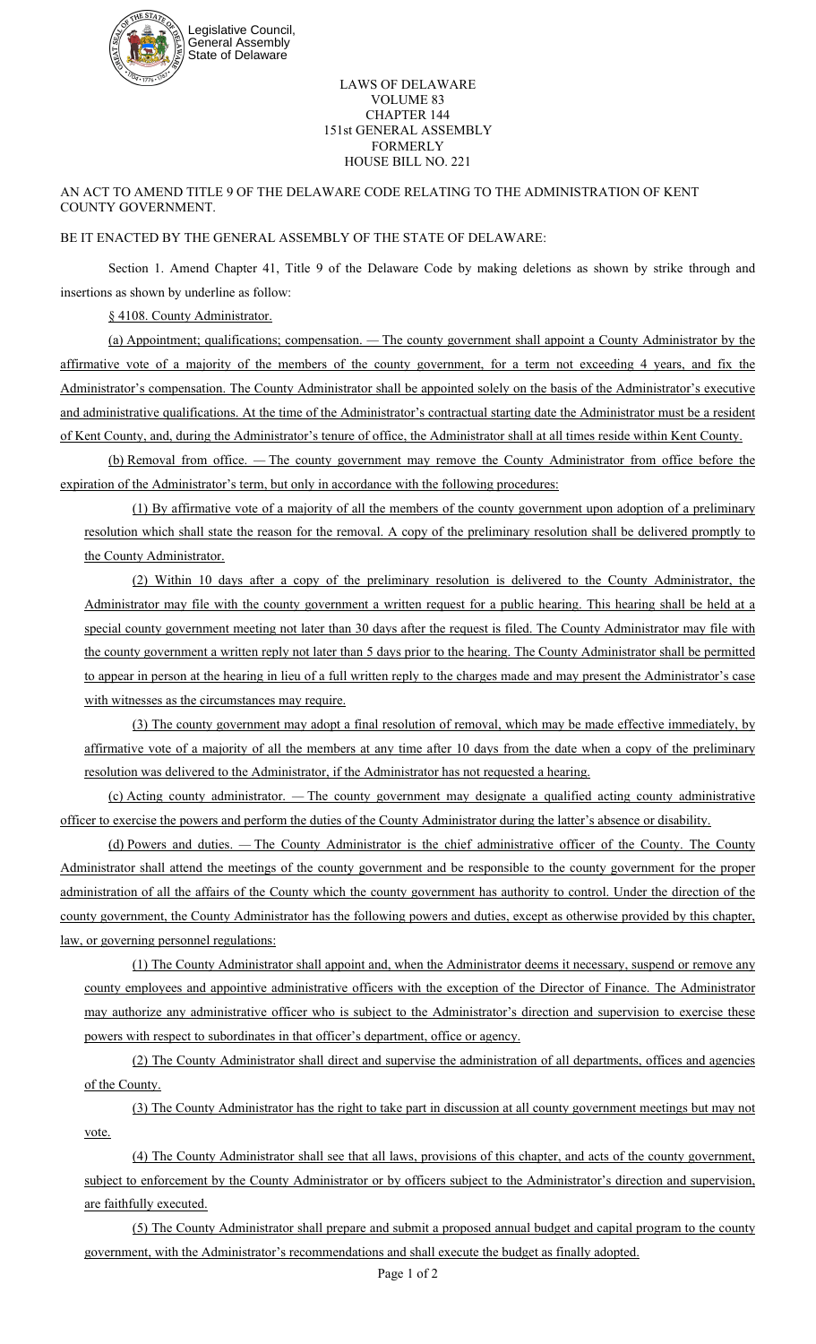Legislative Council, General Assembly State of Delaware

LAWS OF DELAWARE
VOLUME 83
CHAPTER 144
151st GENERAL ASSEMBLY
FORMERLY
HOUSE BILL NO. 221

AN ACT TO AMEND TITLE 9 OF THE DELAWARE CODE RELATING TO THE ADMINISTRATION OF KENT COUNTY GOVERNMENT.

BE IT ENACTED BY THE GENERAL ASSEMBLY OF THE STATE OF DELAWARE:

Section 1. Amend Chapter 41, Title 9 of the Delaware Code by making deletions as shown by strike through and insertions as shown by underline as follow:

§ 4108. County Administrator.

(a) Appointment; qualifications; compensation. — The county government shall appoint a County Administrator by the affirmative vote of a majority of the members of the county government, for a term not exceeding 4 years, and fix the Administrator's compensation. The County Administrator shall be appointed solely on the basis of the Administrator's executive and administrative qualifications. At the time of the Administrator's contractual starting date the Administrator must be a resident of Kent County, and, during the Administrator's tenure of office, the Administrator shall at all times reside within Kent County.

(b) Removal from office. — The county government may remove the County Administrator from office before the expiration of the Administrator's term, but only in accordance with the following procedures:

(1) By affirmative vote of a majority of all the members of the county government upon adoption of a preliminary resolution which shall state the reason for the removal. A copy of the preliminary resolution shall be delivered promptly to the County Administrator.

(2) Within 10 days after a copy of the preliminary resolution is delivered to the County Administrator, the Administrator may file with the county government a written request for a public hearing. This hearing shall be held at a special county government meeting not later than 30 days after the request is filed. The County Administrator may file with the county government a written reply not later than 5 days prior to the hearing. The County Administrator shall be permitted to appear in person at the hearing in lieu of a full written reply to the charges made and may present the Administrator's case with witnesses as the circumstances may require.

(3) The county government may adopt a final resolution of removal, which may be made effective immediately, by affirmative vote of a majority of all the members at any time after 10 days from the date when a copy of the preliminary resolution was delivered to the Administrator, if the Administrator has not requested a hearing.

(c) Acting county administrator. — The county government may designate a qualified acting county administrative officer to exercise the powers and perform the duties of the County Administrator during the latter's absence or disability.

(d) Powers and duties. — The County Administrator is the chief administrative officer of the County. The County Administrator shall attend the meetings of the county government and be responsible to the county government for the proper administration of all the affairs of the County which the county government has authority to control. Under the direction of the county government, the County Administrator has the following powers and duties, except as otherwise provided by this chapter, law, or governing personnel regulations:

(1) The County Administrator shall appoint and, when the Administrator deems it necessary, suspend or remove any county employees and appointive administrative officers with the exception of the Director of Finance. The Administrator may authorize any administrative officer who is subject to the Administrator's direction and supervision to exercise these powers with respect to subordinates in that officer's department, office or agency.

(2) The County Administrator shall direct and supervise the administration of all departments, offices and agencies of the County.

(3) The County Administrator has the right to take part in discussion at all county government meetings but may not vote.

(4) The County Administrator shall see that all laws, provisions of this chapter, and acts of the county government, subject to enforcement by the County Administrator or by officers subject to the Administrator's direction and supervision, are faithfully executed.

(5) The County Administrator shall prepare and submit a proposed annual budget and capital program to the county government, with the Administrator's recommendations and shall execute the budget as finally adopted.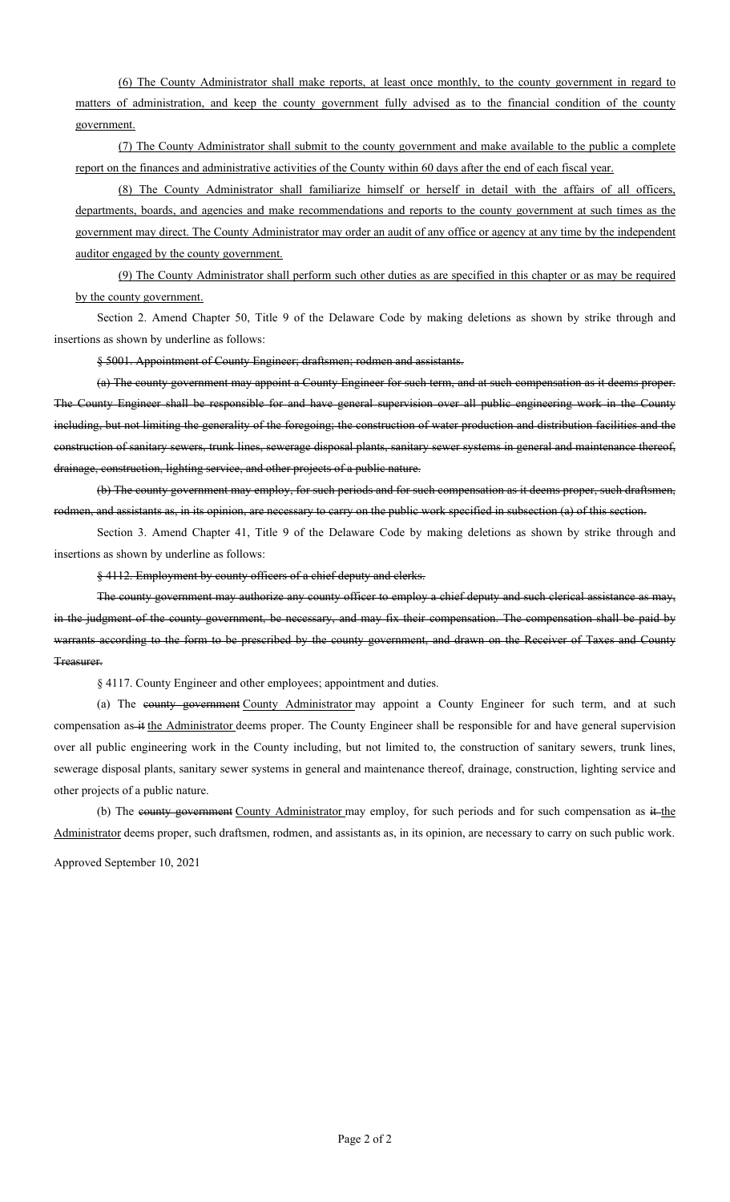<u>(6) The County Administrator shall make reports, at least once monthly, to the county government in regard to matters of administration, and keep the county government fully advised as to the financial condition of the county government.</u>

<u>(7) The County Administrator shall submit to the county government and make available to the public a complete report on the finances and administrative activities of the County within 60 days after the end of each fiscal year.</u>

<u>(8) The County Administrator shall familiarize himself or herself in detail with the affairs of all officers, departments, boards, and agencies and make recommendations and reports to the county government at such times as the government may direct. The County Administrator may order an audit of any office or agency at any time by the independent auditor engaged by the county government.</u>

<u>(9) The County Administrator shall perform such other duties as are specified in this chapter or as may be required by the county government.</u>

Section 2. Amend Chapter 50, Title 9 of the Delaware Code by making deletions as shown by strike through and insertions as shown by underline as follows:

~~§ 5001. Appointment of County Engineer; draftsmen; rodmen and assistants.~~

~~(a) The county government may appoint a County Engineer for such term, and at such compensation as it deems proper. The County Engineer shall be responsible for and have general supervision over all public engineering work in the County including, but not limiting the generality of the foregoing; the construction of water production and distribution facilities and the construction of sanitary sewers, trunk lines, sewerage disposal plants, sanitary sewer systems in general and maintenance thereof, drainage, construction, lighting service, and other projects of a public nature.~~

~~(b) The county government may employ, for such periods and for such compensation as it deems proper, such draftsmen, rodmen, and assistants as, in its opinion, are necessary to carry on the public work specified in subsection (a) of this section.~~

Section 3. Amend Chapter 41, Title 9 of the Delaware Code by making deletions as shown by strike through and insertions as shown by underline as follows:

~~§ 4112. Employment by county officers of a chief deputy and clerks.~~

~~The county government may authorize any county officer to employ a chief deputy and such clerical assistance as may, in the judgment of the county government, be necessary, and may fix their compensation. The compensation shall be paid by warrants according to the form to be prescribed by the county government, and drawn on the Receiver of Taxes and County Treasurer.~~

§ 4117. County Engineer and other employees; appointment and duties.

(a) The ~~county government~~ <u>County Administrator</u> may appoint a County Engineer for such term, and at such compensation as ~~it~~ <u>the Administrator</u> deems proper. The County Engineer shall be responsible for and have general supervision over all public engineering work in the County including, but not limited to, the construction of sanitary sewers, trunk lines, sewerage disposal plants, sanitary sewer systems in general and maintenance thereof, drainage, construction, lighting service and other projects of a public nature.

(b) The ~~county government~~ <u>County Administrator</u> may employ, for such periods and for such compensation as ~~it~~ <u>the Administrator</u> deems proper, such draftsmen, rodmen, and assistants as, in its opinion, are necessary to carry on such public work.

Approved September 10, 2021